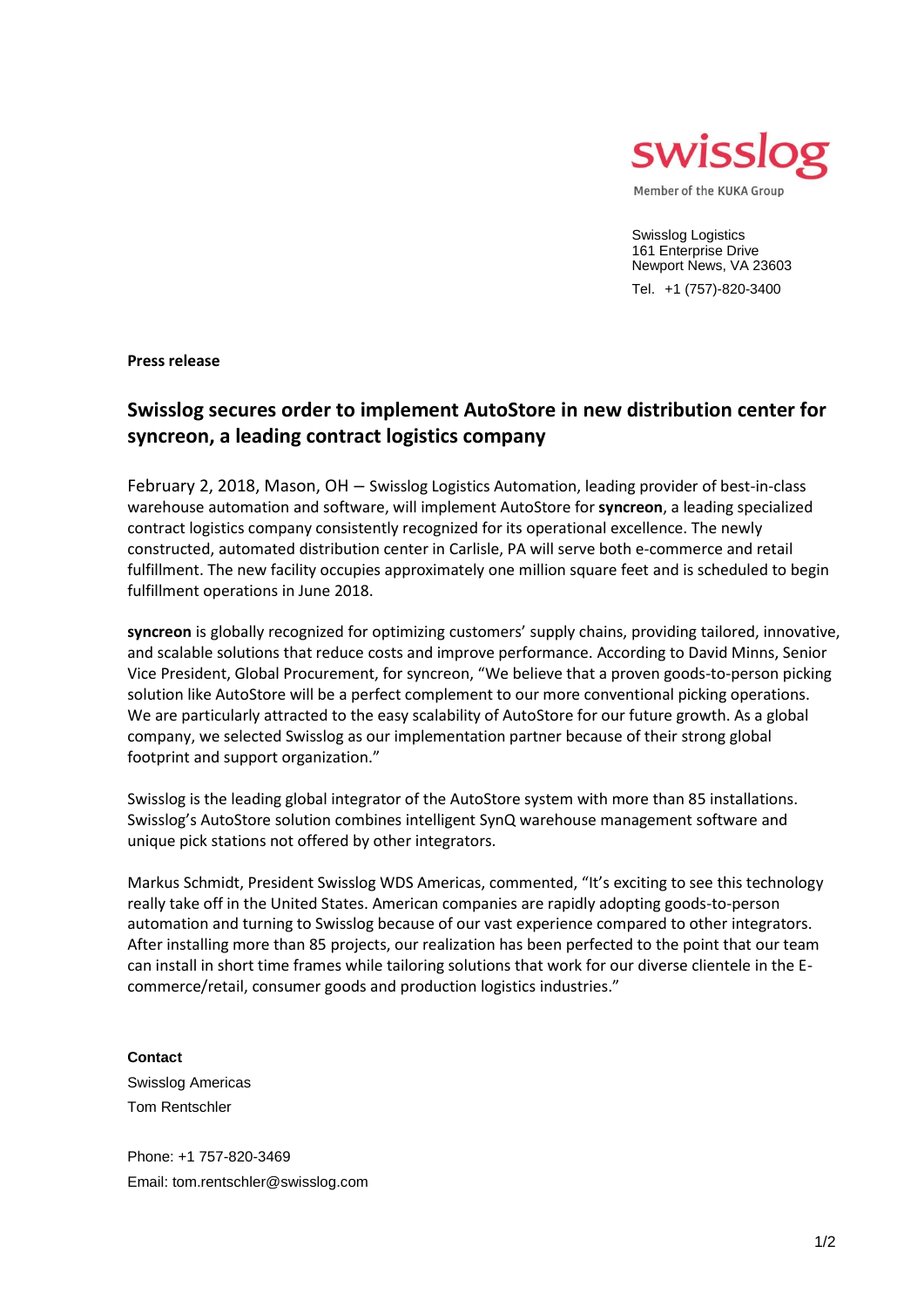swisslog

Member of the KUKA Group

Swisslog Logistics
161 Enterprise Drive
Newport News, VA 23603

Tel. +1 (757)-820-3400

**Press release**

## Swisslog secures order to implement AutoStore in new distribution center for syncreon, a leading contract logistics company

February 2, 2018, Mason, OH – Swisslog Logistics Automation, leading provider of best-in-class warehouse automation and software, will implement AutoStore for **syncreon**, a leading specialized contract logistics company consistently recognized for its operational excellence. The newly constructed, automated distribution center in Carlisle, PA will serve both e-commerce and retail fulfillment. The new facility occupies approximately one million square feet and is scheduled to begin fulfillment operations in June 2018.

**syncreon** is globally recognized for optimizing customers' supply chains, providing tailored, innovative, and scalable solutions that reduce costs and improve performance. According to David Minns, Senior Vice President, Global Procurement, for syncreon, "We believe that a proven goods-to-person picking solution like AutoStore will be a perfect complement to our more conventional picking operations. We are particularly attracted to the easy scalability of AutoStore for our future growth. As a global company, we selected Swisslog as our implementation partner because of their strong global footprint and support organization."

Swisslog is the leading global integrator of the AutoStore system with more than 85 installations. Swisslog's AutoStore solution combines intelligent SynQ warehouse management software and unique pick stations not offered by other integrators.

Markus Schmidt, President Swisslog WDS Americas, commented, "It's exciting to see this technology really take off in the United States. American companies are rapidly adopting goods-to-person automation and turning to Swisslog because of our vast experience compared to other integrators. After installing more than 85 projects, our realization has been perfected to the point that our team can install in short time frames while tailoring solutions that work for our diverse clientele in the E-commerce/retail, consumer goods and production logistics industries."

**Contact**

Swisslog Americas
Tom Rentschler

Phone: +1 757-820-3469
Email: tom.rentschler@swisslog.com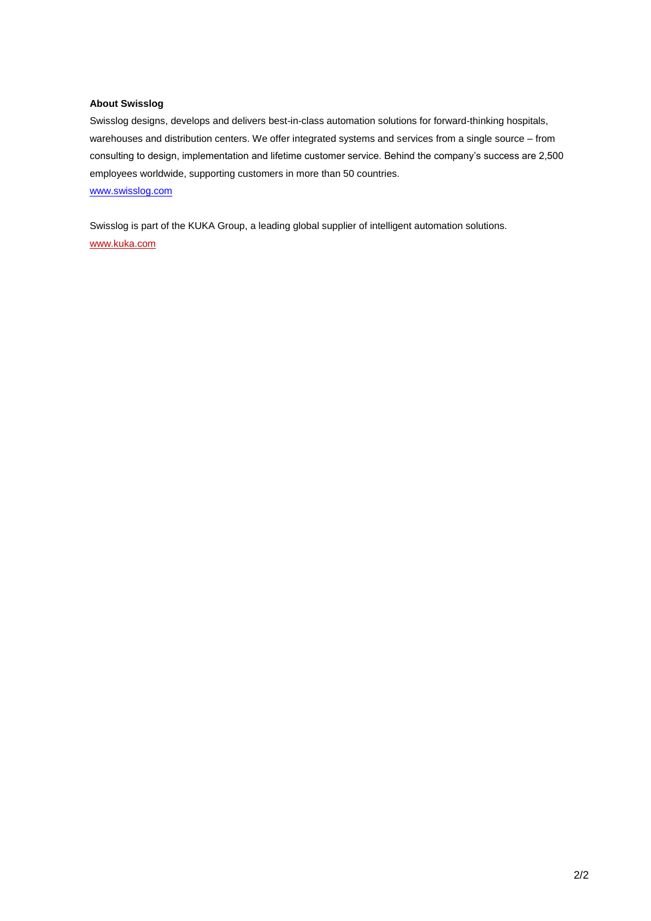**About Swisslog**

Swisslog designs, develops and delivers best-in-class automation solutions for forward-thinking hospitals, warehouses and distribution centers. We offer integrated systems and services from a single source – from consulting to design, implementation and lifetime customer service. Behind the company's success are 2,500 employees worldwide, supporting customers in more than 50 countries.

www.swisslog.com

Swisslog is part of the KUKA Group, a leading global supplier of intelligent automation solutions.

www.kuka.com